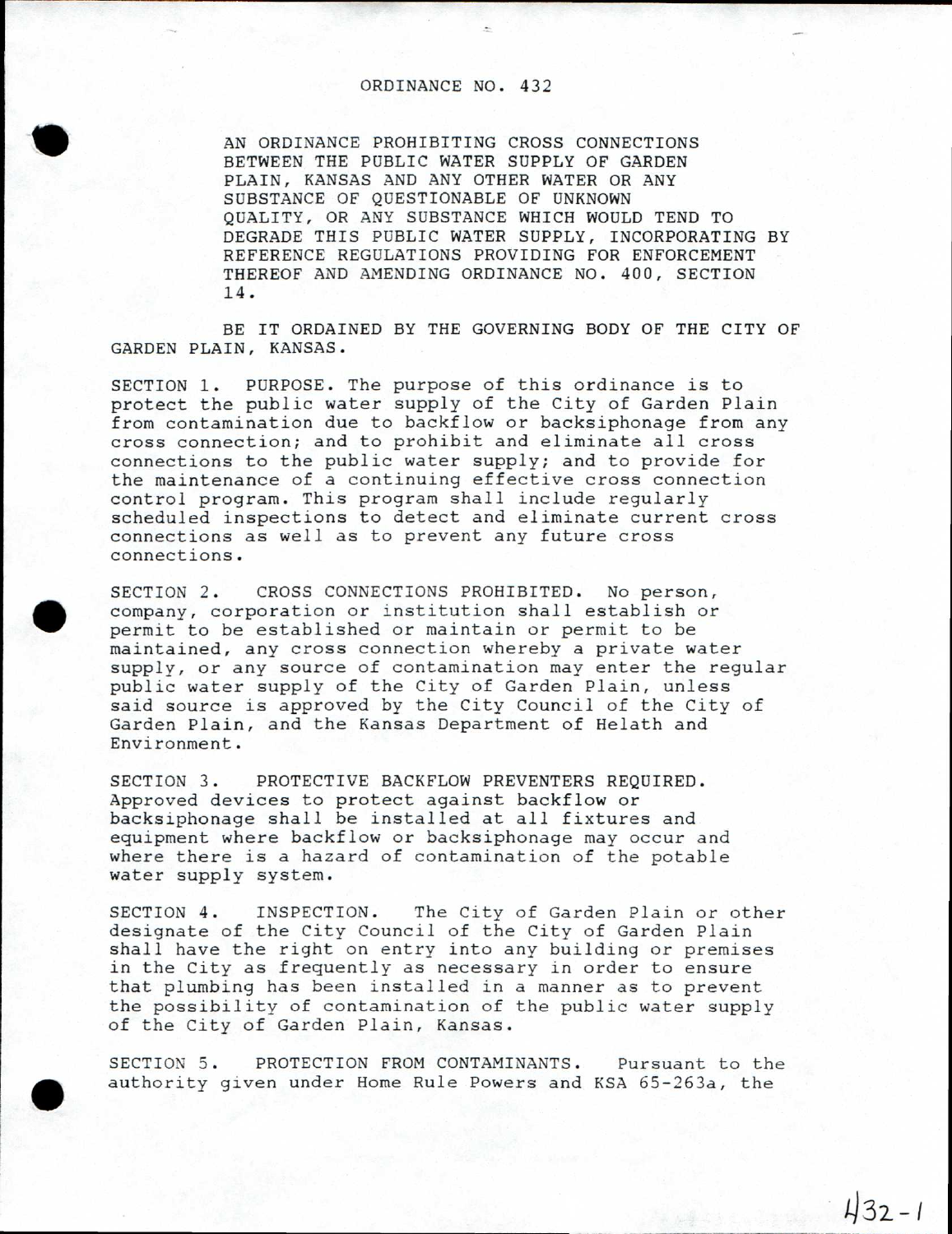# ORDINANCE NO. 432

AN ORDINANCE PROHIBITING CROSS CONNECTIONS BETWEEN THE PUBLIC WATER SUPPLY OF GARDEN PLAIN, KANSAS AND ANY OTHER WATER OR ANY SUBSTANCE OF QUESTIONABLE OF UNKNOWN QUALITY, OR ANY SUBSTANCE WHICH WOULD TEND TO DEGRADE THIS PUBLIC WATER SUPPLY, INCORPORATING BY REFERENCE REGULATIONS PROVIDING FOR ENFORCEMENT THEREOF AND AMENDING ORDINANCE NO. 400, SECTION 14.

BE IT ORDAINED BY THE GOVERNING BODY OF THE CITY OF GARDEN PLAIN, KANSAS.

SECTION 1. PURPOSE. The purpose of this ordinance is to protect the public water supply of the City of Garden Plain from contamination due to backflow or backsiphonage from any cross connection; and to prohibit and eliminate all cross connections to the public water supply; and to provide for the maintenance of a continuing effective cross connection control program. This program shall include regularly scheduled inspections to detect and eliminate current cross connections as well as to prevent any future cross connections.

SECTION 2. CROSS CONNECTIONS PROHIBITED. No person, company, corporation or institution shall establish or permit to be established or maintain or permit to be maintained, any cross connection whereby a private water supply, or any source of contamination may enter the regular public water supply of the City of Garden Plain, unless said source is approved by the City Council of the City of Garden Plain, and the Kansas Department of Helath and Environment.

SECTION 3. PROTECTIVE BACKFLOW PREVENTERS REQUIRED. Approved devices to protect against backflow or backsiphonage shall be installed at all fixtures and equipment where backflow or backsiphonage may occur and where there is a hazard of contamination of the potable water supply system.

SECTION 4. INSPECTION. The City of Garden Plain or other designate of the City Council of the City of Garden Plain shall have the right on entry into any building or premises in the City as frequently as necessary in order to ensure that plumbing has been installed in a manner as to prevent the possibility of contamination of the public water supply of the City of Garden Plain, Kansas.

SECTION 5. PROTECTION FROM CONTAMINANTS. Pursuant to the authority given under Home Rule Powers and KSA 65-263a, the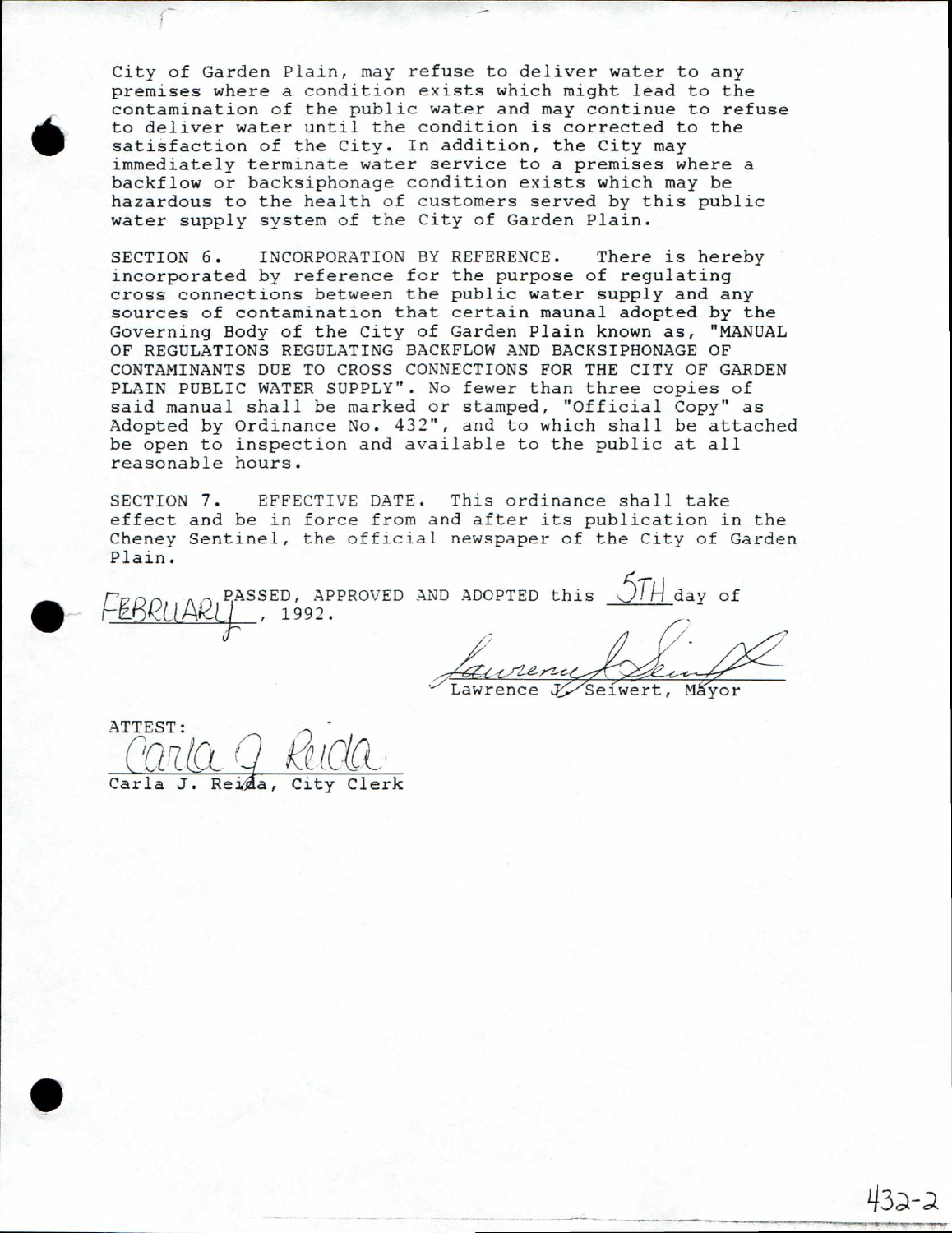City of Garden Plain, may refuse to deliver water to any premises where a condition exists which might lead to the contamination of the public water and may continue to refuse to deliver water until the condition is corrected to the satisfaction of the City. In addition, the City may immediately terminate water service to a premises where a backflow or backsiphonage condition exists which may be hazardous to the health of customers served by this public water supply system of the City of Garden Plain.

SECTION 6. INCORPORATION BY REFERENCE. There is hereby incorporated by reference for the purpose of regulating cross connections between the public water supply and any sources of contamination that certain maunal adopted by the Governing Body of the City of Garden Plain known as, "MANUAL OF REGULATIONS REGULATING BACKFLOW AND BACKSIPHONAGE OF CONTAMINANTS DUE TO CROSS CONNECTIONS FOR THE CITY OF GARDEN PLAIN PUBLIC WATER SUPPLY". No fewer than three copies of said manual shall be marked or stamped, "Official Copy" as Adopted by Ordinance No. 432", and to which shall be attached be open to inspection and available to the public at all reasonable hours.

SECTION 7. EFFECTIVE DATE. This ordinance shall take effect and be in force from and after its publication in the Cheney Sentinel, the official newspaper of the City of Garden Plain.

PASSED, APPROVED AND ADOPTED this 5TH day of FEBRUARY, 1992.

Lawrence J. Seiwert, Mayor

ATTEST:

Carla J. Reida, City Clerk

432-2